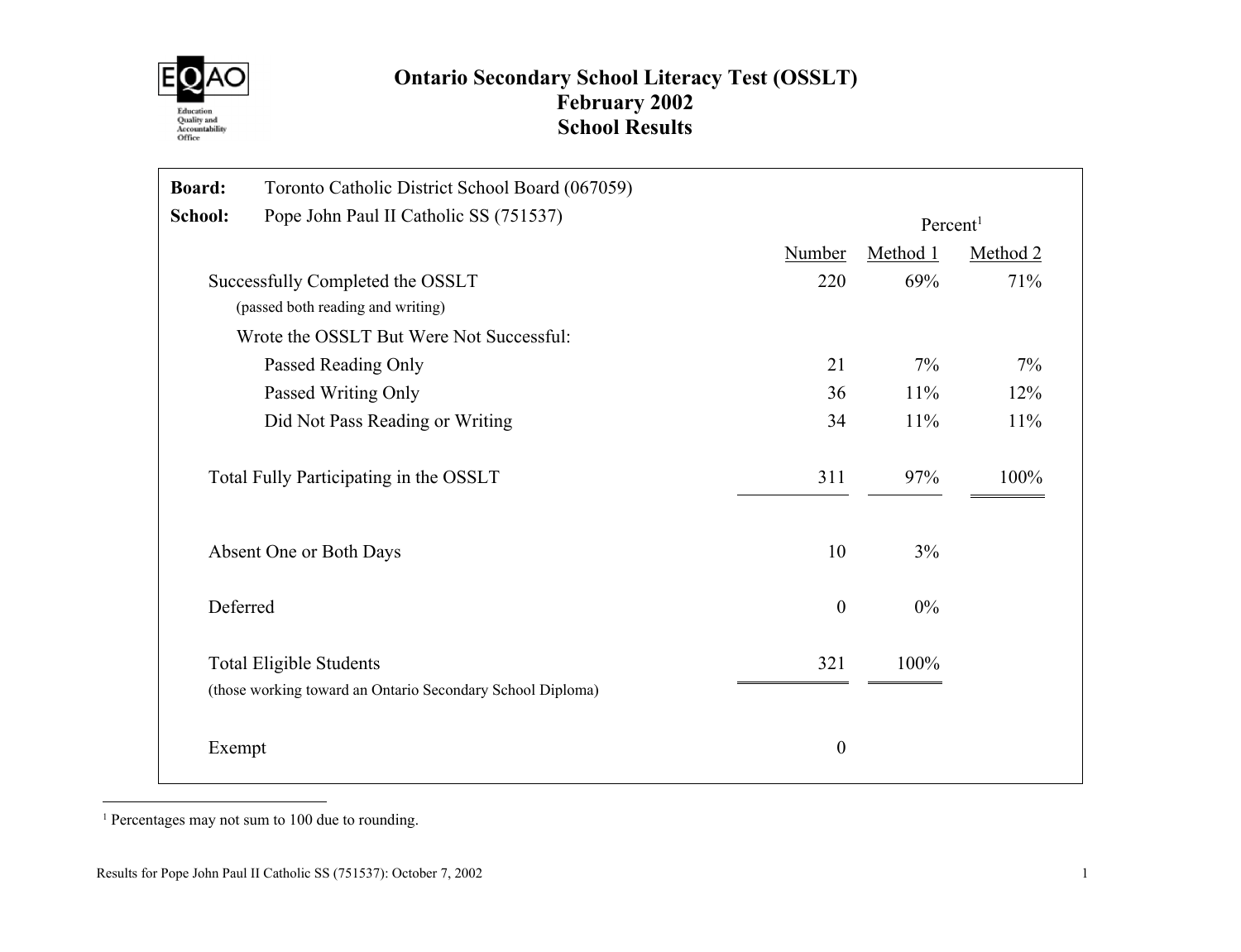EQAO Education Quality and Accountability Office

# Ontario Secondary School Literacy Test (OSSLT)
## February 2002
## School Results

**Board:** Toronto Catholic District School Board (067059)

**School:** Pope John Paul II Catholic SS (751537)

| | Number | Percent[1] Method 1 | Percent[1] Method 2 |
|---|---|---|---|
| Successfully Completed the OSSLT (passed both reading and writing) | 220 | 69% | 71% |
| Wrote the OSSLT But Were Not Successful: | | | |
| Passed Reading Only | 21 | 7% | 7% |
| Passed Writing Only | 36 | 11% | 12% |
| Did Not Pass Reading or Writing | 34 | 11% | 11% |
| Total Fully Participating in the OSSLT | 311 | 97% | 100% |
| Absent One or Both Days | 10 | 3% | |
| Deferred | 0 | 0% | |
| Total Eligible Students (those working toward an Ontario Secondary School Diploma) | 321 | 100% | |
| Exempt | 0 | | |

[1] Percentages may not sum to 100 due to rounding.

Results for Pope John Paul II Catholic SS (751537): October 7, 2002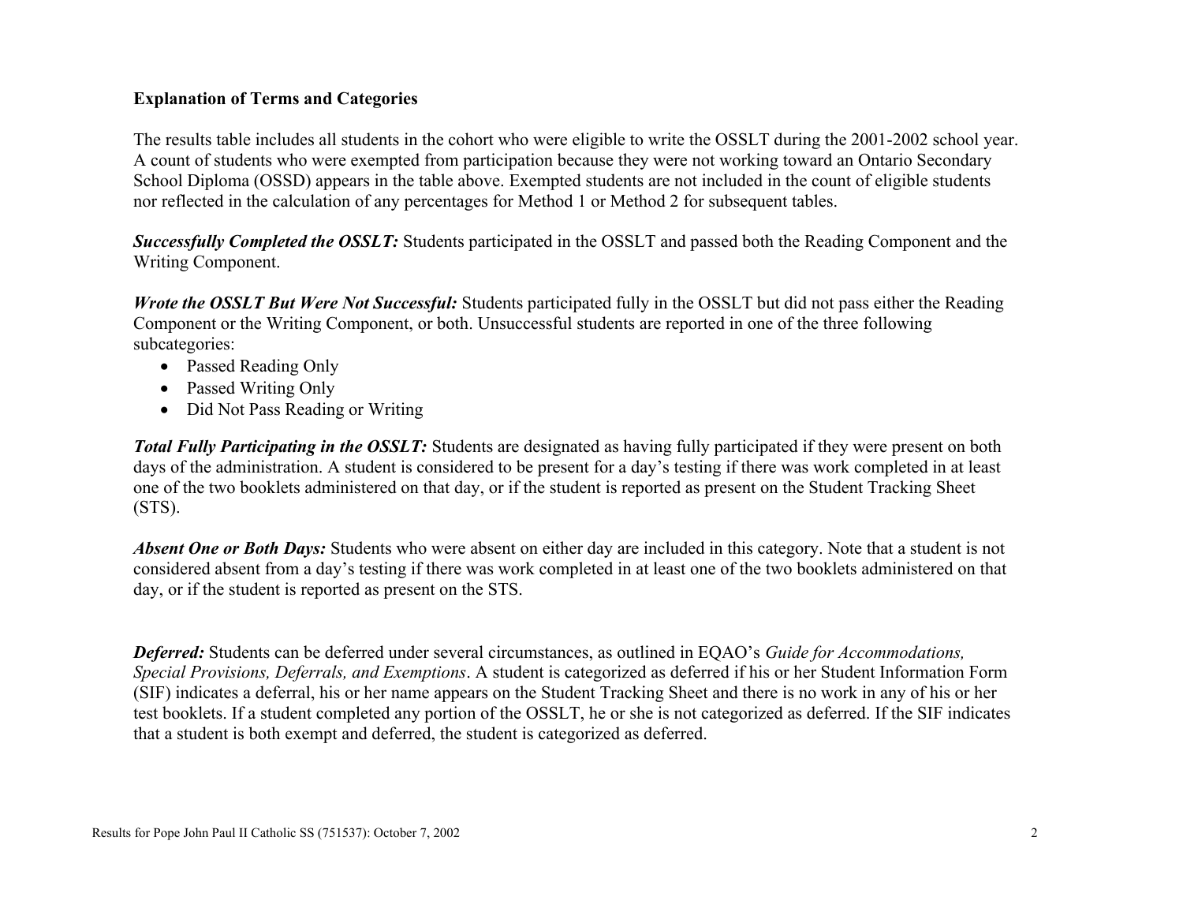**Explanation of Terms and Categories**

The results table includes all students in the cohort who were eligible to write the OSSLT during the 2001-2002 school year. A count of students who were exempted from participation because they were not working toward an Ontario Secondary School Diploma (OSSD) appears in the table above. Exempted students are not included in the count of eligible students nor reflected in the calculation of any percentages for Method 1 or Method 2 for subsequent tables.

***Successfully Completed the OSSLT:*** Students participated in the OSSLT and passed both the Reading Component and the Writing Component.

***Wrote the OSSLT But Were Not Successful:*** Students participated fully in the OSSLT but did not pass either the Reading Component or the Writing Component, or both. Unsuccessful students are reported in one of the three following subcategories:

- Passed Reading Only
- Passed Writing Only
- Did Not Pass Reading or Writing

***Total Fully Participating in the OSSLT:*** Students are designated as having fully participated if they were present on both days of the administration. A student is considered to be present for a day's testing if there was work completed in at least one of the two booklets administered on that day, or if the student is reported as present on the Student Tracking Sheet (STS).

***Absent One or Both Days:*** Students who were absent on either day are included in this category. Note that a student is not considered absent from a day's testing if there was work completed in at least one of the two booklets administered on that day, or if the student is reported as present on the STS.

***Deferred:*** Students can be deferred under several circumstances, as outlined in EQAO's *Guide for Accommodations, Special Provisions, Deferrals, and Exemptions*. A student is categorized as deferred if his or her Student Information Form (SIF) indicates a deferral, his or her name appears on the Student Tracking Sheet and there is no work in any of his or her test booklets. If a student completed any portion of the OSSLT, he or she is not categorized as deferred. If the SIF indicates that a student is both exempt and deferred, the student is categorized as deferred.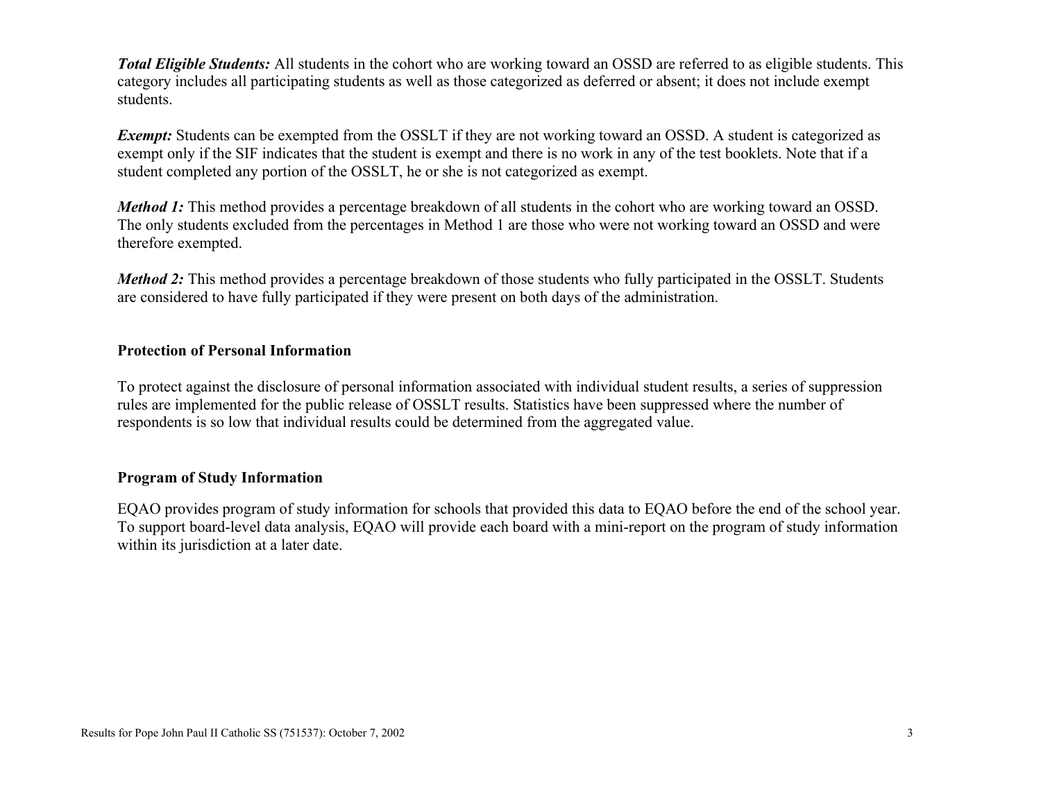***Total Eligible Students:*** All students in the cohort who are working toward an OSSD are referred to as eligible students. This category includes all participating students as well as those categorized as deferred or absent; it does not include exempt students.

***Exempt:*** Students can be exempted from the OSSLT if they are not working toward an OSSD. A student is categorized as exempt only if the SIF indicates that the student is exempt and there is no work in any of the test booklets. Note that if a student completed any portion of the OSSLT, he or she is not categorized as exempt.

***Method 1:*** This method provides a percentage breakdown of all students in the cohort who are working toward an OSSD. The only students excluded from the percentages in Method 1 are those who were not working toward an OSSD and were therefore exempted.

***Method 2:*** This method provides a percentage breakdown of those students who fully participated in the OSSLT. Students are considered to have fully participated if they were present on both days of the administration.

## Protection of Personal Information

To protect against the disclosure of personal information associated with individual student results, a series of suppression rules are implemented for the public release of OSSLT results. Statistics have been suppressed where the number of respondents is so low that individual results could be determined from the aggregated value.

## Program of Study Information

EQAO provides program of study information for schools that provided this data to EQAO before the end of the school year. To support board-level data analysis, EQAO will provide each board with a mini-report on the program of study information within its jurisdiction at a later date.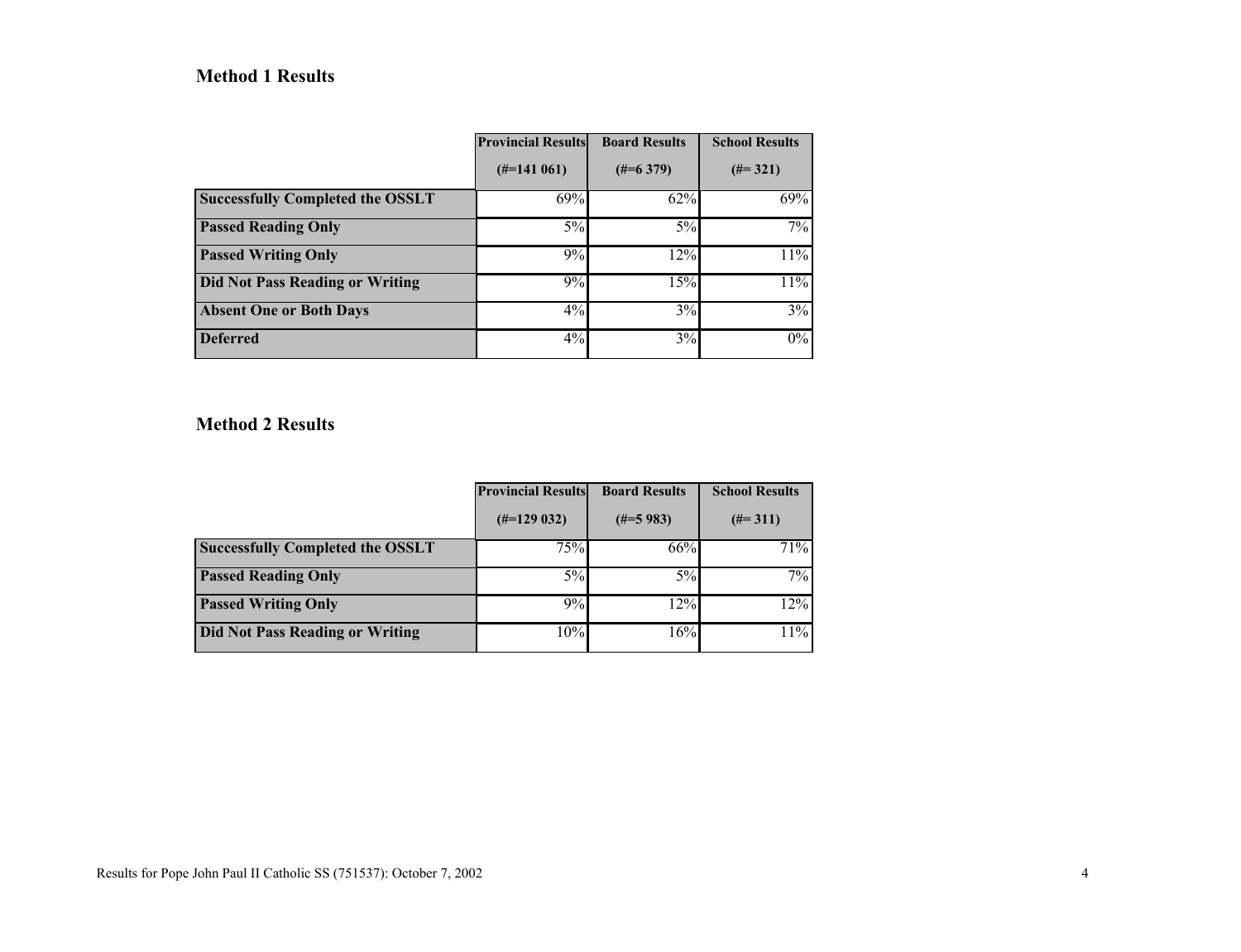### Method 1 Results

| | Provincial Results (#=141 061) | Board Results (#=6 379) | School Results (#= 321) |
|---|---|---|---|
| **Successfully Completed the OSSLT** | 69% | 62% | 69% |
| **Passed Reading Only** | 5% | 5% | 7% |
| **Passed Writing Only** | 9% | 12% | 11% |
| **Did Not Pass Reading or Writing** | 9% | 15% | 11% |
| **Absent One or Both Days** | 4% | 3% | 3% |
| **Deferred** | 4% | 3% | 0% |

### Method 2 Results

| | Provincial Results (#=129 032) | Board Results (#=5 983) | School Results (#= 311) |
|---|---|---|---|
| **Successfully Completed the OSSLT** | 75% | 66% | 71% |
| **Passed Reading Only** | 5% | 5% | 7% |
| **Passed Writing Only** | 9% | 12% | 12% |
| **Did Not Pass Reading or Writing** | 10% | 16% | 11% |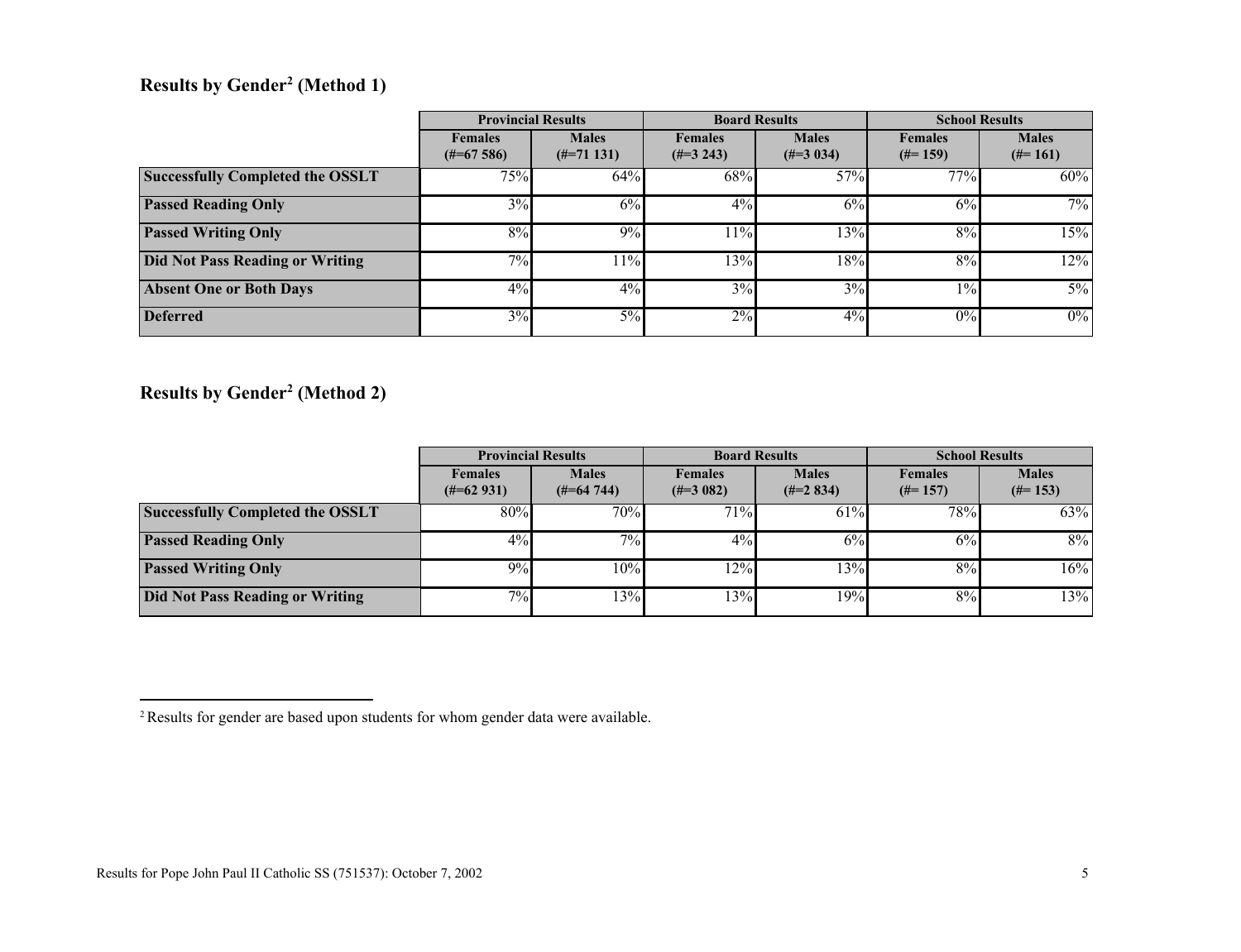## Results by Gender[2] (Method 1)

| | Provincial Results | | Board Results | | School Results | |
|---|---|---|---|---|---|---|
| | Females (#=67 586) | Males (#=71 131) | Females (#=3 243) | Males (#=3 034) | Females (#= 159) | Males (#= 161) |
| **Successfully Completed the OSSLT** | 75% | 64% | 68% | 57% | 77% | 60% |
| **Passed Reading Only** | 3% | 6% | 4% | 6% | 6% | 7% |
| **Passed Writing Only** | 8% | 9% | 11% | 13% | 8% | 15% |
| **Did Not Pass Reading or Writing** | 7% | 11% | 13% | 18% | 8% | 12% |
| **Absent One or Both Days** | 4% | 4% | 3% | 3% | 1% | 5% |
| **Deferred** | 3% | 5% | 2% | 4% | 0% | 0% |

## Results by Gender[2] (Method 2)

| | Provincial Results | | Board Results | | School Results | |
|---|---|---|---|---|---|---|
| | Females (#=62 931) | Males (#=64 744) | Females (#=3 082) | Males (#=2 834) | Females (#= 157) | Males (#= 153) |
| **Successfully Completed the OSSLT** | 80% | 70% | 71% | 61% | 78% | 63% |
| **Passed Reading Only** | 4% | 7% | 4% | 6% | 6% | 8% |
| **Passed Writing Only** | 9% | 10% | 12% | 13% | 8% | 16% |
| **Did Not Pass Reading or Writing** | 7% | 13% | 13% | 19% | 8% | 13% |

[2] Results for gender are based upon students for whom gender data were available.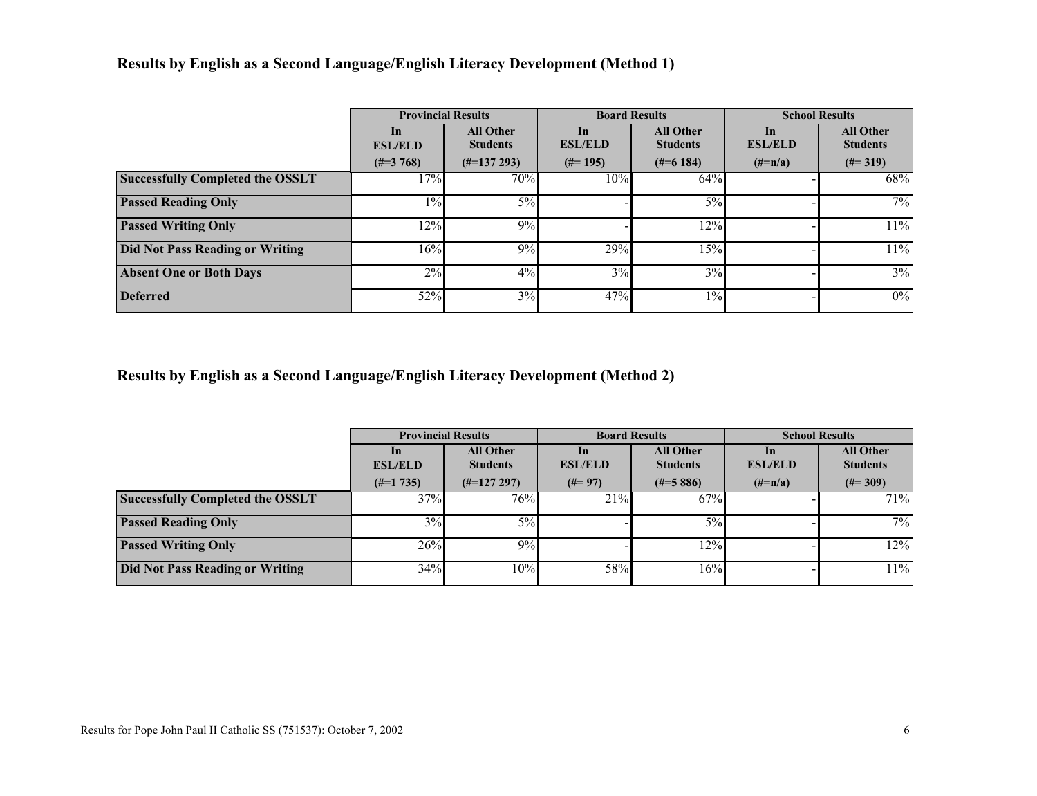### Results by English as a Second Language/English Literacy Development (Method 1)

| | Provincial Results | | Board Results | | School Results | |
|---|---|---|---|---|---|---|
| | In ESL/ELD (#=3 768) | All Other Students (#=137 293) | In ESL/ELD (#= 195) | All Other Students (#=6 184) | In ESL/ELD (#=n/a) | All Other Students (#= 319) |
| **Successfully Completed the OSSLT** | 17% | 70% | 10% | 64% | - | 68% |
| **Passed Reading Only** | 1% | 5% | - | 5% | - | 7% |
| **Passed Writing Only** | 12% | 9% | - | 12% | - | 11% |
| **Did Not Pass Reading or Writing** | 16% | 9% | 29% | 15% | - | 11% |
| **Absent One or Both Days** | 2% | 4% | 3% | 3% | - | 3% |
| **Deferred** | 52% | 3% | 47% | 1% | - | 0% |

### Results by English as a Second Language/English Literacy Development (Method 2)

| | Provincial Results | | Board Results | | School Results | |
|---|---|---|---|---|---|---|
| | In ESL/ELD (#=1 735) | All Other Students (#=127 297) | In ESL/ELD (#= 97) | All Other Students (#=5 886) | In ESL/ELD (#=n/a) | All Other Students (#= 309) |
| **Successfully Completed the OSSLT** | 37% | 76% | 21% | 67% | - | 71% |
| **Passed Reading Only** | 3% | 5% | - | 5% | - | 7% |
| **Passed Writing Only** | 26% | 9% | - | 12% | - | 12% |
| **Did Not Pass Reading or Writing** | 34% | 10% | 58% | 16% | - | 11% |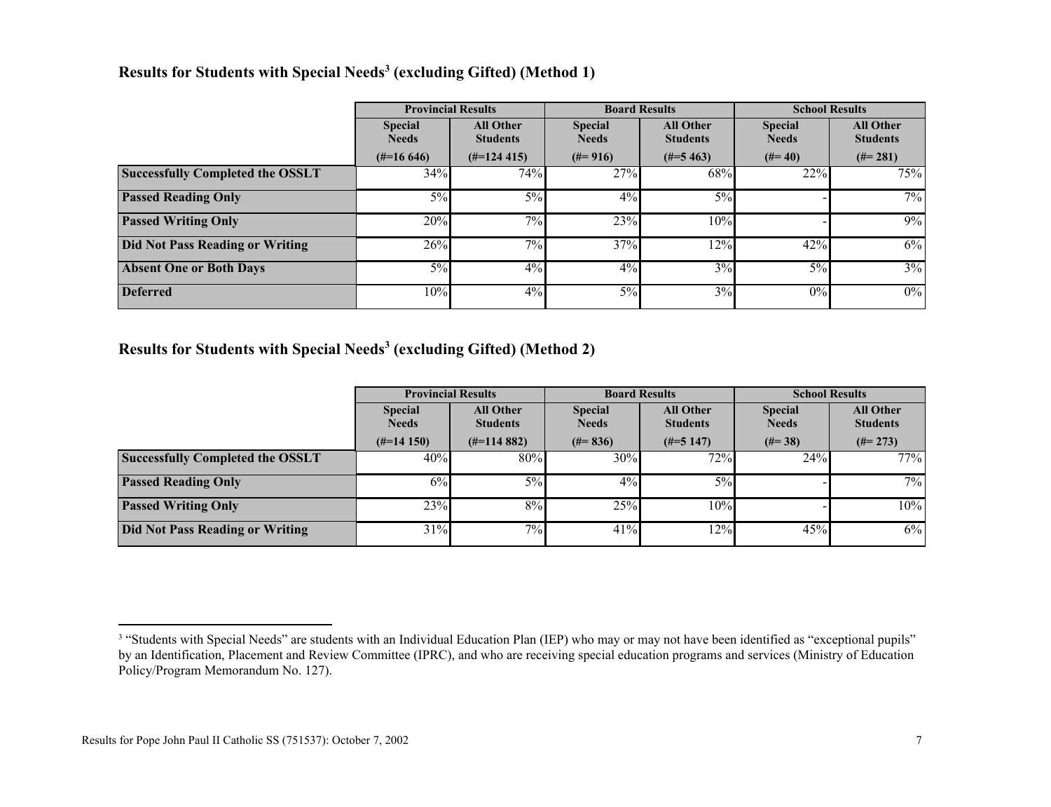## Results for Students with Special Needs[3] (excluding Gifted) (Method 1)

| | Provincial Results | | Board Results | | School Results | |
|---|---|---|---|---|---|---|
| | Special Needs (#=16 646) | All Other Students (#=124 415) | Special Needs (#= 916) | All Other Students (#=5 463) | Special Needs (#= 40) | All Other Students (#= 281) |
| **Successfully Completed the OSSLT** | 34% | 74% | 27% | 68% | 22% | 75% |
| **Passed Reading Only** | 5% | 5% | 4% | 5% | - | 7% |
| **Passed Writing Only** | 20% | 7% | 23% | 10% | - | 9% |
| **Did Not Pass Reading or Writing** | 26% | 7% | 37% | 12% | 42% | 6% |
| **Absent One or Both Days** | 5% | 4% | 4% | 3% | 5% | 3% |
| **Deferred** | 10% | 4% | 5% | 3% | 0% | 0% |

## Results for Students with Special Needs[3] (excluding Gifted) (Method 2)

| | Provincial Results | | Board Results | | School Results | |
|---|---|---|---|---|---|---|
| | Special Needs (#=14 150) | All Other Students (#=114 882) | Special Needs (#= 836) | All Other Students (#=5 147) | Special Needs (#= 38) | All Other Students (#= 273) |
| **Successfully Completed the OSSLT** | 40% | 80% | 30% | 72% | 24% | 77% |
| **Passed Reading Only** | 6% | 5% | 4% | 5% | - | 7% |
| **Passed Writing Only** | 23% | 8% | 25% | 10% | - | 10% |
| **Did Not Pass Reading or Writing** | 31% | 7% | 41% | 12% | 45% | 6% |

[3] "Students with Special Needs" are students with an Individual Education Plan (IEP) who may or may not have been identified as "exceptional pupils" by an Identification, Placement and Review Committee (IPRC), and who are receiving special education programs and services (Ministry of Education Policy/Program Memorandum No. 127).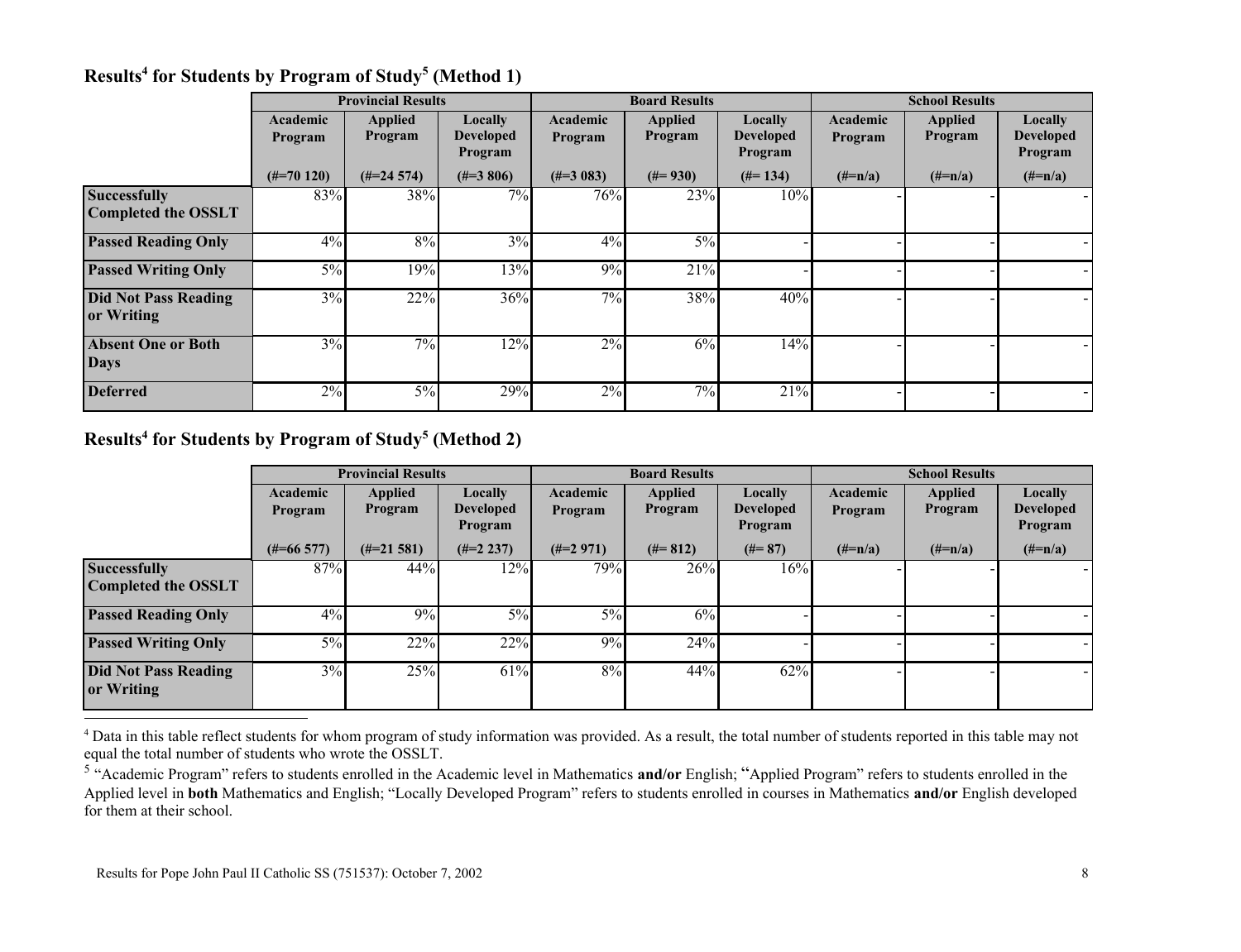## Results[4] for Students by Program of Study[5] (Method 1)

| | Provincial Results | | | Board Results | | | School Results | | |
|---|---|---|---|---|---|---|---|---|---|
| | Academic Program | Applied Program | Locally Developed Program | Academic Program | Applied Program | Locally Developed Program | Academic Program | Applied Program | Locally Developed Program |
| | (#=70 120) | (#=24 574) | (#=3 806) | (#=3 083) | (#= 930) | (#= 134) | (#=n/a) | (#=n/a) | (#=n/a) |
| **Successfully Completed the OSSLT** | 83% | 38% | 7% | 76% | 23% | 10% | - | - | - |
| **Passed Reading Only** | 4% | 8% | 3% | 4% | 5% | - | - | - | - |
| **Passed Writing Only** | 5% | 19% | 13% | 9% | 21% | - | - | - | - |
| **Did Not Pass Reading or Writing** | 3% | 22% | 36% | 7% | 38% | 40% | - | - | - |
| **Absent One or Both Days** | 3% | 7% | 12% | 2% | 6% | 14% | - | - | - |
| **Deferred** | 2% | 5% | 29% | 2% | 7% | 21% | - | - | - |

## Results[4] for Students by Program of Study[5] (Method 2)

| | Provincial Results | | | Board Results | | | School Results | | |
|---|---|---|---|---|---|---|---|---|---|
| | Academic Program | Applied Program | Locally Developed Program | Academic Program | Applied Program | Locally Developed Program | Academic Program | Applied Program | Locally Developed Program |
| | (#=66 577) | (#=21 581) | (#=2 237) | (#=2 971) | (#= 812) | (#= 87) | (#=n/a) | (#=n/a) | (#=n/a) |
| **Successfully Completed the OSSLT** | 87% | 44% | 12% | 79% | 26% | 16% | - | - | - |
| **Passed Reading Only** | 4% | 9% | 5% | 5% | 6% | - | - | - | - |
| **Passed Writing Only** | 5% | 22% | 22% | 9% | 24% | - | - | - | - |
| **Did Not Pass Reading or Writing** | 3% | 25% | 61% | 8% | 44% | 62% | - | - | - |

[4] Data in this table reflect students for whom program of study information was provided. As a result, the total number of students reported in this table may not equal the total number of students who wrote the OSSLT.

[5] "Academic Program" refers to students enrolled in the Academic level in Mathematics **and/or** English; "Applied Program" refers to students enrolled in the Applied level in **both** Mathematics and English; "Locally Developed Program" refers to students enrolled in courses in Mathematics **and/or** English developed for them at their school.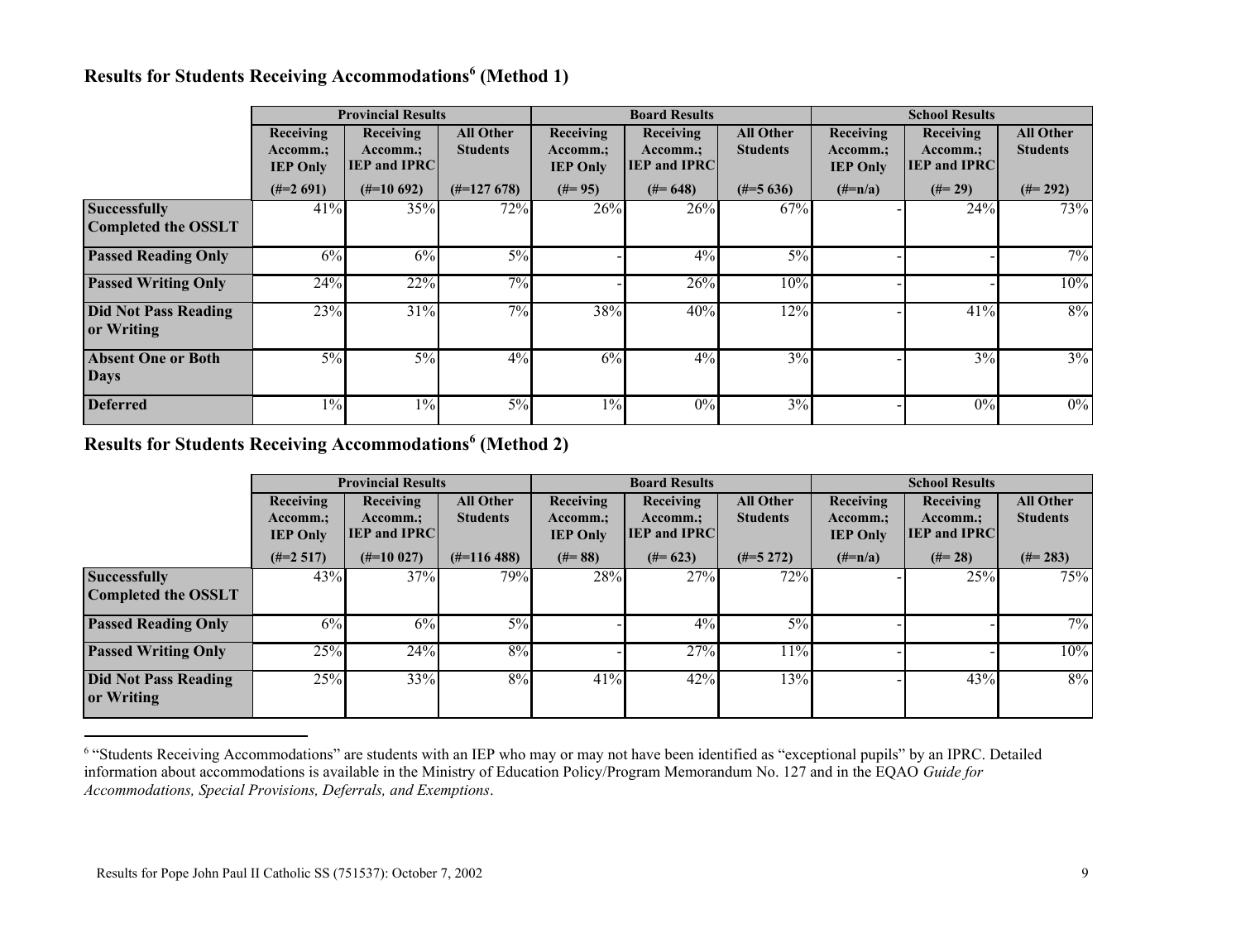## Results for Students Receiving Accommodations[6] (Method 1)

| | Provincial Results | | | Board Results | | | School Results | | |
|---|---|---|---|---|---|---|---|---|---|
| | Receiving Accomm.; IEP Only (#=2 691) | Receiving Accomm.; IEP and IPRC (#=10 692) | All Other Students (#=127 678) | Receiving Accomm.; IEP Only (#= 95) | Receiving Accomm.; IEP and IPRC (#= 648) | All Other Students (#=5 636) | Receiving Accomm.; IEP Only (#=n/a) | Receiving Accomm.; IEP and IPRC (#= 29) | All Other Students (#= 292) |
| **Successfully Completed the OSSLT** | 41% | 35% | 72% | 26% | 26% | 67% | - | 24% | 73% |
| **Passed Reading Only** | 6% | 6% | 5% | - | 4% | 5% | - | - | 7% |
| **Passed Writing Only** | 24% | 22% | 7% | - | 26% | 10% | - | - | 10% |
| **Did Not Pass Reading or Writing** | 23% | 31% | 7% | 38% | 40% | 12% | - | 41% | 8% |
| **Absent One or Both Days** | 5% | 5% | 4% | 6% | 4% | 3% | - | 3% | 3% |
| **Deferred** | 1% | 1% | 5% | 1% | 0% | 3% | - | 0% | 0% |

## Results for Students Receiving Accommodations[6] (Method 2)

| | Provincial Results | | | Board Results | | | School Results | | |
|---|---|---|---|---|---|---|---|---|---|
| | Receiving Accomm.; IEP Only (#=2 517) | Receiving Accomm.; IEP and IPRC (#=10 027) | All Other Students (#=116 488) | Receiving Accomm.; IEP Only (#= 88) | Receiving Accomm.; IEP and IPRC (#= 623) | All Other Students (#=5 272) | Receiving Accomm.; IEP Only (#=n/a) | Receiving Accomm.; IEP and IPRC (#= 28) | All Other Students (#= 283) |
| **Successfully Completed the OSSLT** | 43% | 37% | 79% | 28% | 27% | 72% | - | 25% | 75% |
| **Passed Reading Only** | 6% | 6% | 5% | - | 4% | 5% | - | - | 7% |
| **Passed Writing Only** | 25% | 24% | 8% | - | 27% | 11% | - | - | 10% |
| **Did Not Pass Reading or Writing** | 25% | 33% | 8% | 41% | 42% | 13% | - | 43% | 8% |

[6] "Students Receiving Accommodations" are students with an IEP who may or may not have been identified as "exceptional pupils" by an IPRC. Detailed information about accommodations is available in the Ministry of Education Policy/Program Memorandum No. 127 and in the EQAO *Guide for Accommodations, Special Provisions, Deferrals, and Exemptions*.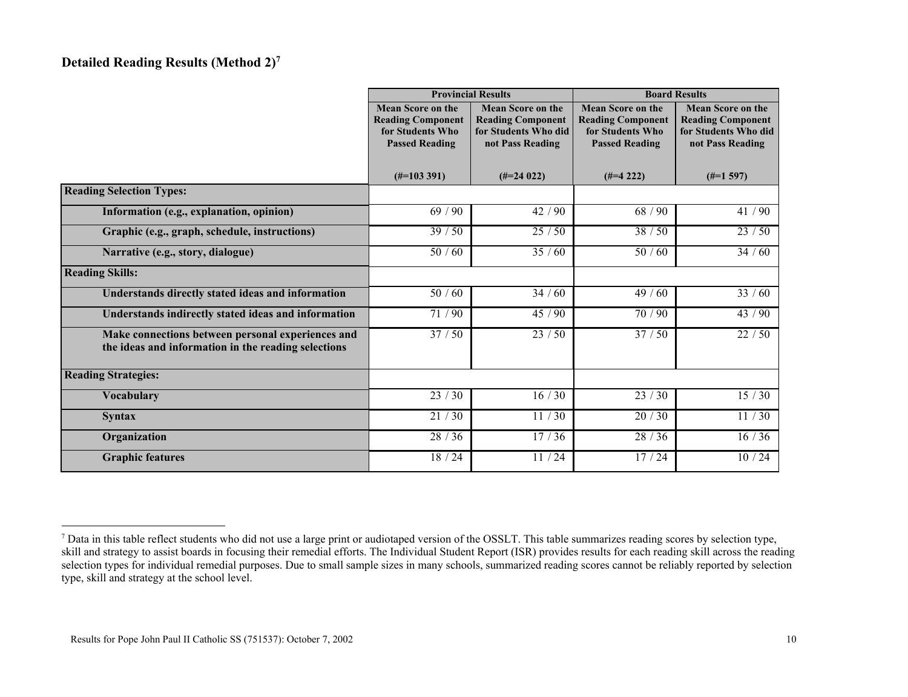## Detailed Reading Results (Method 2)[7]

| | Provincial Results | | Board Results | |
|---|---|---|---|---|
| | Mean Score on the Reading Component for Students Who Passed Reading (#=103 391) | Mean Score on the Reading Component for Students Who did not Pass Reading (#=24 022) | Mean Score on the Reading Component for Students Who Passed Reading (#=4 222) | Mean Score on the Reading Component for Students Who did not Pass Reading (#=1 597) |
| **Reading Selection Types:** | | | | |
| **Information (e.g., explanation, opinion)** | 69 / 90 | 42 / 90 | 68 / 90 | 41 / 90 |
| **Graphic (e.g., graph, schedule, instructions)** | 39 / 50 | 25 / 50 | 38 / 50 | 23 / 50 |
| **Narrative (e.g., story, dialogue)** | 50 / 60 | 35 / 60 | 50 / 60 | 34 / 60 |
| **Reading Skills:** | | | | |
| **Understands directly stated ideas and information** | 50 / 60 | 34 / 60 | 49 / 60 | 33 / 60 |
| **Understands indirectly stated ideas and information** | 71 / 90 | 45 / 90 | 70 / 90 | 43 / 90 |
| **Make connections between personal experiences and the ideas and information in the reading selections** | 37 / 50 | 23 / 50 | 37 / 50 | 22 / 50 |
| **Reading Strategies:** | | | | |
| **Vocabulary** | 23 / 30 | 16 / 30 | 23 / 30 | 15 / 30 |
| **Syntax** | 21 / 30 | 11 / 30 | 20 / 30 | 11 / 30 |
| **Organization** | 28 / 36 | 17 / 36 | 28 / 36 | 16 / 36 |
| **Graphic features** | 18 / 24 | 11 / 24 | 17 / 24 | 10 / 24 |

[7] Data in this table reflect students who did not use a large print or audiotaped version of the OSSLT. This table summarizes reading scores by selection type, skill and strategy to assist boards in focusing their remedial efforts. The Individual Student Report (ISR) provides results for each reading skill across the reading selection types for individual remedial purposes. Due to small sample sizes in many schools, summarized reading scores cannot be reliably reported by selection type, skill and strategy at the school level.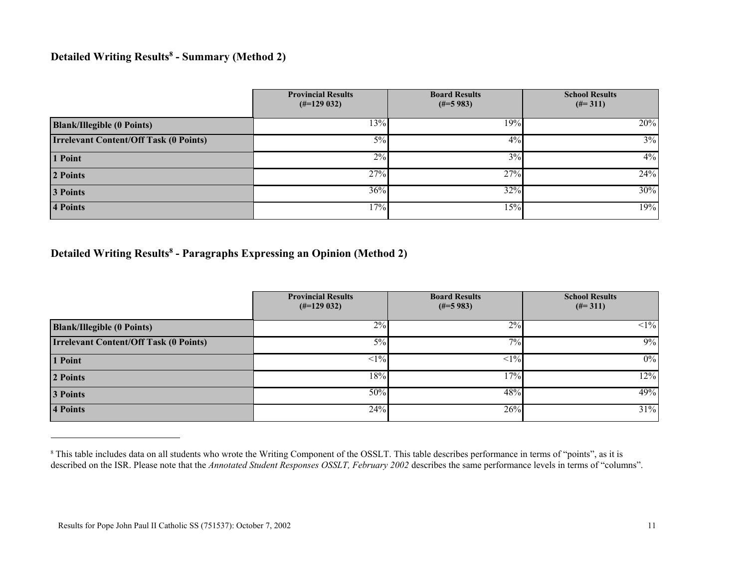## Detailed Writing Results[8] - Summary (Method 2)

| | Provincial Results (#=129 032) | Board Results (#=5 983) | School Results (#= 311) |
|---|---|---|---|
| **Blank/Illegible (0 Points)** | 13% | 19% | 20% |
| **Irrelevant Content/Off Task (0 Points)** | 5% | 4% | 3% |
| **1 Point** | 2% | 3% | 4% |
| **2 Points** | 27% | 27% | 24% |
| **3 Points** | 36% | 32% | 30% |
| **4 Points** | 17% | 15% | 19% |

## Detailed Writing Results[8] - Paragraphs Expressing an Opinion (Method 2)

| | Provincial Results (#=129 032) | Board Results (#=5 983) | School Results (#= 311) |
|---|---|---|---|
| **Blank/Illegible (0 Points)** | 2% | 2% | <1% |
| **Irrelevant Content/Off Task (0 Points)** | 5% | 7% | 9% |
| **1 Point** | <1% | <1% | 0% |
| **2 Points** | 18% | 17% | 12% |
| **3 Points** | 50% | 48% | 49% |
| **4 Points** | 24% | 26% | 31% |

[8] This table includes data on all students who wrote the Writing Component of the OSSLT. This table describes performance in terms of "points", as it is described on the ISR. Please note that the *Annotated Student Responses OSSLT, February 2002* describes the same performance levels in terms of "columns".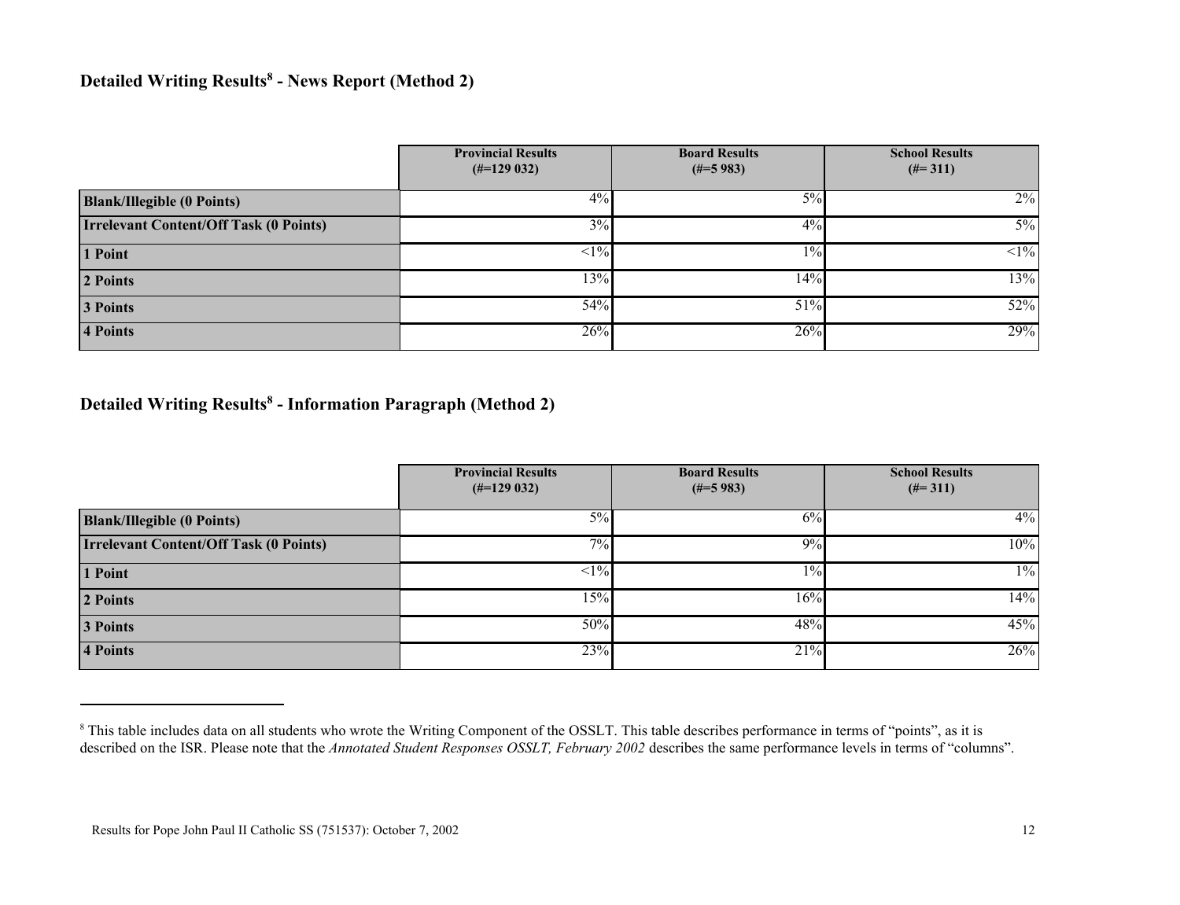### Detailed Writing Results[8] - News Report (Method 2)

| | Provincial Results (#=129 032) | Board Results (#=5 983) | School Results (#= 311) |
|---|---|---|---|
| **Blank/Illegible (0 Points)** | 4% | 5% | 2% |
| **Irrelevant Content/Off Task (0 Points)** | 3% | 4% | 5% |
| **1 Point** | <1% | 1% | <1% |
| **2 Points** | 13% | 14% | 13% |
| **3 Points** | 54% | 51% | 52% |
| **4 Points** | 26% | 26% | 29% |

### Detailed Writing Results[8] - Information Paragraph (Method 2)

| | Provincial Results (#=129 032) | Board Results (#=5 983) | School Results (#= 311) |
|---|---|---|---|
| **Blank/Illegible (0 Points)** | 5% | 6% | 4% |
| **Irrelevant Content/Off Task (0 Points)** | 7% | 9% | 10% |
| **1 Point** | <1% | 1% | 1% |
| **2 Points** | 15% | 16% | 14% |
| **3 Points** | 50% | 48% | 45% |
| **4 Points** | 23% | 21% | 26% |

---

[8] This table includes data on all students who wrote the Writing Component of the OSSLT. This table describes performance in terms of "points", as it is described on the ISR. Please note that the *Annotated Student Responses OSSLT, February 2002* describes the same performance levels in terms of "columns".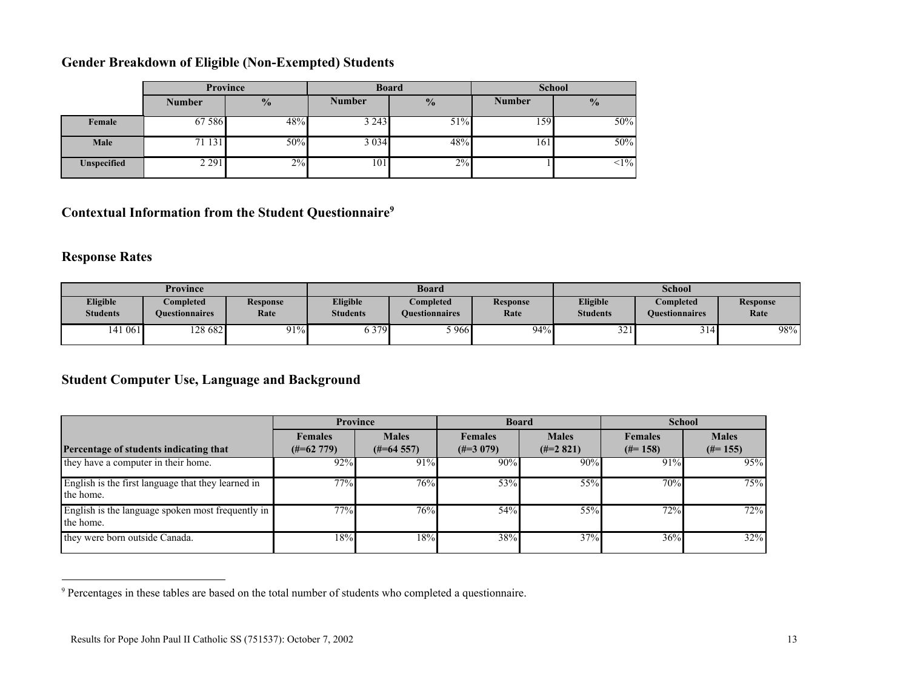## Gender Breakdown of Eligible (Non-Exempted) Students

| | Province | | Board | | School | |
|---|---|---|---|---|---|---|
| | **Number** | **%** | **Number** | **%** | **Number** | **%** |
| **Female** | 67 586 | 48% | 3 243 | 51% | 159 | 50% |
| **Male** | 71 131 | 50% | 3 034 | 48% | 161 | 50% |
| **Unspecified** | 2 291 | 2% | 101 | 2% | 1 | <1% |

## Contextual Information from the Student Questionnaire[9]

### Response Rates

| Province | | | Board | | | School | | |
|---|---|---|---|---|---|---|---|---|
| **Eligible Students** | **Completed Questionnaires** | **Response Rate** | **Eligible Students** | **Completed Questionnaires** | **Response Rate** | **Eligible Students** | **Completed Questionnaires** | **Response Rate** |
| 141 061 | 128 682 | 91% | 6 379 | 5 966 | 94% | 321 | 314 | 98% |

### Student Computer Use, Language and Background

| | Province | | Board | | School | |
|---|---|---|---|---|---|---|
| **Percentage of students indicating that** | **Females (#=62 779)** | **Males (#=64 557)** | **Females (#=3 079)** | **Males (#=2 821)** | **Females (#= 158)** | **Males (#= 155)** |
| they have a computer in their home. | 92% | 91% | 90% | 90% | 91% | 95% |
| English is the first language that they learned in the home. | 77% | 76% | 53% | 55% | 70% | 75% |
| English is the language spoken most frequently in the home. | 77% | 76% | 54% | 55% | 72% | 72% |
| they were born outside Canada. | 18% | 18% | 38% | 37% | 36% | 32% |

---

[9] Percentages in these tables are based on the total number of students who completed a questionnaire.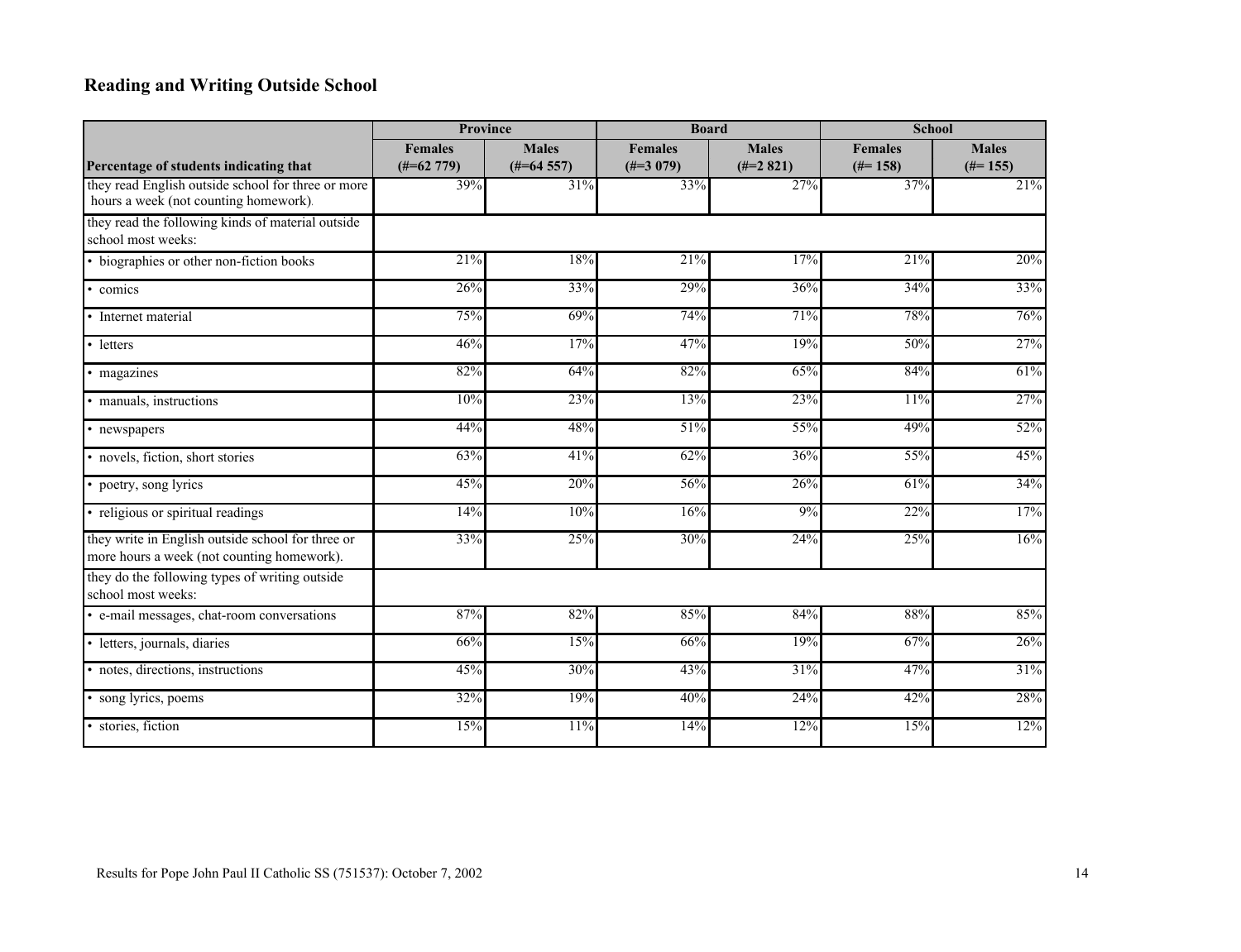## Reading and Writing Outside School

| | Province | | Board | | School | |
|---|---|---|---|---|---|---|
| **Percentage of students indicating that** | **Females (#=62 779)** | **Males (#=64 557)** | **Females (#=3 079)** | **Males (#=2 821)** | **Females (#= 158)** | **Males (#= 155)** |
| they read English outside school for three or more hours a week (not counting homework). | 39% | 31% | 33% | 27% | 37% | 21% |
| they read the following kinds of material outside school most weeks: | | | | | | |
| • biographies or other non-fiction books | 21% | 18% | 21% | 17% | 21% | 20% |
| • comics | 26% | 33% | 29% | 36% | 34% | 33% |
| • Internet material | 75% | 69% | 74% | 71% | 78% | 76% |
| • letters | 46% | 17% | 47% | 19% | 50% | 27% |
| • magazines | 82% | 64% | 82% | 65% | 84% | 61% |
| • manuals, instructions | 10% | 23% | 13% | 23% | 11% | 27% |
| • newspapers | 44% | 48% | 51% | 55% | 49% | 52% |
| • novels, fiction, short stories | 63% | 41% | 62% | 36% | 55% | 45% |
| • poetry, song lyrics | 45% | 20% | 56% | 26% | 61% | 34% |
| • religious or spiritual readings | 14% | 10% | 16% | 9% | 22% | 17% |
| they write in English outside school for three or more hours a week (not counting homework). | 33% | 25% | 30% | 24% | 25% | 16% |
| they do the following types of writing outside school most weeks: | | | | | | |
| • e-mail messages, chat-room conversations | 87% | 82% | 85% | 84% | 88% | 85% |
| • letters, journals, diaries | 66% | 15% | 66% | 19% | 67% | 26% |
| • notes, directions, instructions | 45% | 30% | 43% | 31% | 47% | 31% |
| • song lyrics, poems | 32% | 19% | 40% | 24% | 42% | 28% |
| • stories, fiction | 15% | 11% | 14% | 12% | 15% | 12% |